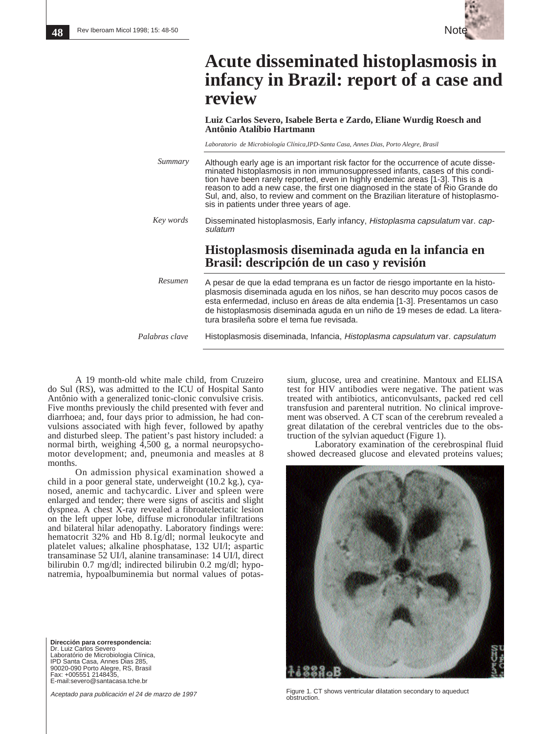Note

# Acute disseminated histoplasmosis in infancy in Brazil: report of a case and review

**Luiz Carlos Severo, Isabele Berta e Zardo, Eliane Wurdig Roesch and Antônio Atalíbio Hartmann**

*Laboratorio de Microbiología Clínica,IPD-Santa Casa, Annes Dias, Porto Alegre, Brasil*

*Summary* Although early age is an important risk factor for the occurrence of acute disseminated histoplasmosis in non immunosuppressed infants, cases of this condition have been rarely reported, even in highly endemic areas [1-3]. This is a reason to add a new case, the first one diagnosed in the state of Rio Grande do Sul, and, also, to review and comment on the Brazilian literature of histoplasmosis in patients under three years of age.

*Key words* Disseminated histoplasmosis, Early infancy, *Histoplasma capsulatum* var. *capsulatum*

## Histoplasmosis diseminada aguda en la infancia en Brasil: descripción de un caso y revisión

*Resumen* A pesar de que la edad temprana es un factor de riesgo importante en la histoplasmosis diseminada aguda en los niños, se han descrito muy pocos casos de esta enfermedad, incluso en áreas de alta endemia [1-3]. Presentamos un caso de histoplasmosis diseminada aguda en un niño de 19 meses de edad. La literatura brasileña sobre el tema fue revisada.

*Palabras clave* Histoplasmosis diseminada, Infancia, *Histoplasma capsulatum* var. *capsulatum*

A 19 month-old white male child, from Cruzeiro do Sul (RS), was admitted to the ICU of Hospital Santo Antônio with a generalized tonic-clonic convulsive crisis. Five months previously the child presented with fever and diarrhoea; and, four days prior to admission, he had convulsions associated with high fever, followed by apathy and disturbed sleep. The patient's past history included: a normal birth, weighing 4,500 g, a normal neuropsychomotor development; and, pneumonia and measles at 8 months.

On admission physical examination showed a child in a poor general state, underweight (10.2 kg.), cyanosed, anemic and tachycardic. Liver and spleen were enlarged and tender; there were signs of ascitis and slight dyspnea. A chest X-ray revealed a fibroatelectatic lesion on the left upper lobe, diffuse micronodular infiltrations and bilateral hilar adenopathy. Laboratory findings were: hematocrit 32% and Hb 8.1g/dl; normal leukocyte and platelet values; alkaline phosphatase, 132 UI/l; aspartic transaminase 52 UI/l, alanine transaminase: 14 UI/l, direct bilirubin 0.7 mg/dl; indirected bilirubin 0.2 mg/dl; hyponatremia, hypoalbuminemia but normal values of potassium, glucose, urea and creatinine. Mantoux and ELISA test for HIV antibodies were negative. The patient was treated with antibiotics, anticonvulsants, packed red cell transfusion and parenteral nutrition. No clinical improvement was observed. A CT scan of the cerebrum revealed a great dilatation of the cerebral ventricles due to the obstruction of the sylvian aqueduct (Figure 1).

Laboratory examination of the cerebrospinal fluid showed decreased glucose and elevated proteins values;

Figure 1. CT shows ventricular dilatation secondary to aqueduct obstruction.

**Dirección para correspondencia:**
Dr. Luiz Carlos Severo
Laboratório de Microbiologia Clínica,
IPD Santa Casa, Annes Dias 285,
90020-090 Porto Alegre, RS, Brasil
Fax: +005551 2148435,
E-mail:severo@santacasa.tche.br

*Aceptado para publicación el 24 de marzo de 1997*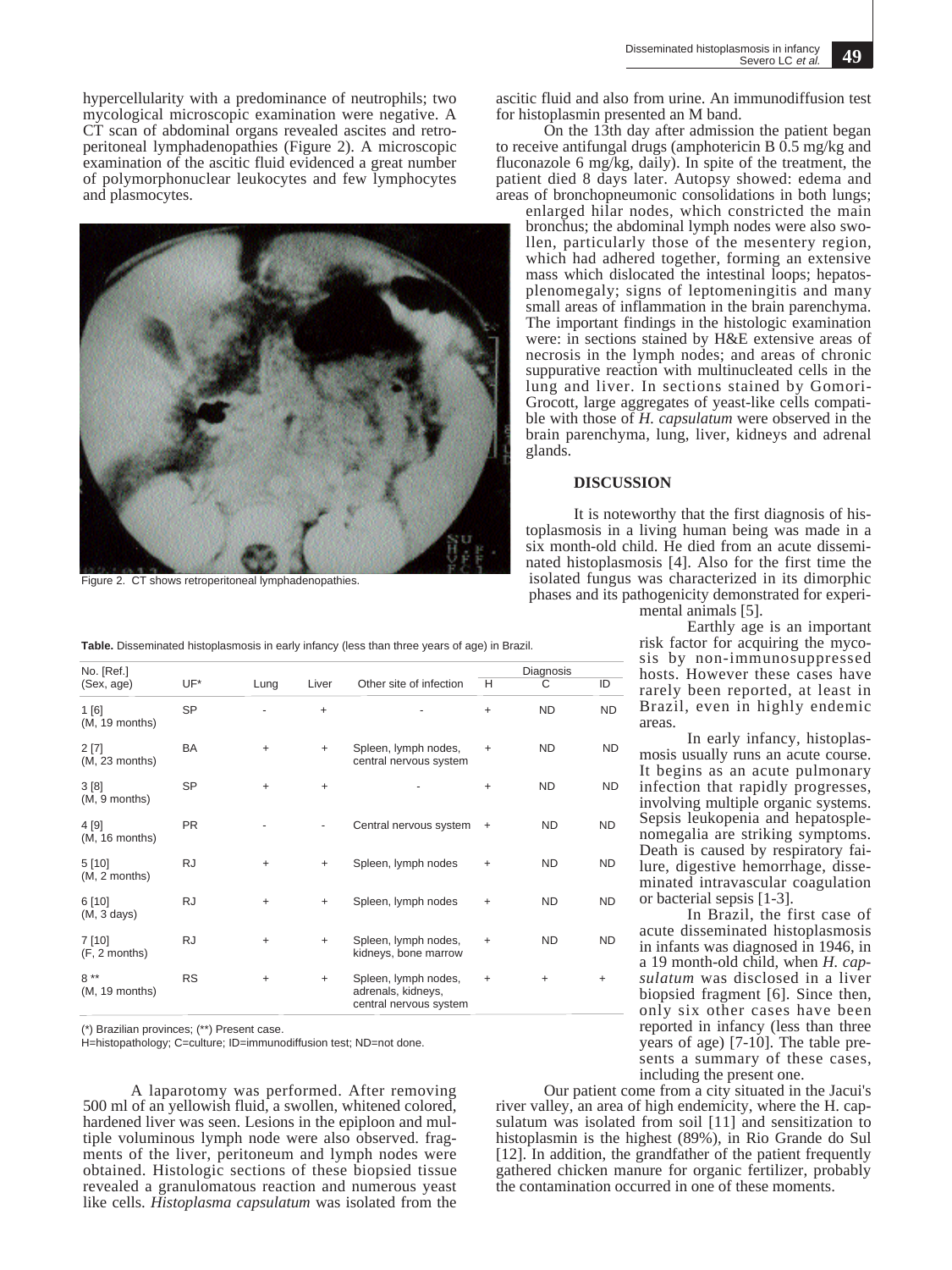hypercellularity with a predominance of neutrophils; two mycological microscopic examination were negative. A CT scan of abdominal organs revealed ascites and retroperitoneal lymphadenopathies (Figure 2). A microscopic examination of the ascitic fluid evidenced a great number of polymorphonuclear leukocytes and few lymphocytes and plasmocytes.

Figure 2. CT shows retroperitoneal lymphadenopathies.

**Table.** Disseminated histoplasmosis in early infancy (less than three years of age) in Brazil.

| No. [Ref.] (Sex, age) | UF* | Lung | Liver | Other site of infection | Diagnosis H | Diagnosis C | Diagnosis ID |
|---|---|---|---|---|---|---|---|
| 1 [6] (M, 19 months) | SP | - | + | - | + | ND | ND |
| 2 [7] (M, 23 months) | BA | + | + | Spleen, lymph nodes, central nervous system | + | ND | ND |
| 3 [8] (M, 9 months) | SP | + | + | - | + | ND | ND |
| 4 [9] (M, 16 months) | PR | - | - | Central nervous system | + | ND | ND |
| 5 [10] (M, 2 months) | RJ | + | + | Spleen, lymph nodes | + | ND | ND |
| 6 [10] (M, 3 days) | RJ | + | + | Spleen, lymph nodes | + | ND | ND |
| 7 [10] (F, 2 months) | RJ | + | + | Spleen, lymph nodes, kidneys, bone marrow | + | ND | ND |
| 8 ** (M, 19 months) | RS | + | + | Spleen, lymph nodes, adrenals, kidneys, central nervous system | + | + | + |

(*) Brazilian provinces; (**) Present case.
H=histopathology; C=culture; ID=immunodiffusion test; ND=not done.

A laparotomy was performed. After removing 500 ml of an yellowish fluid, a swollen, whitened colored, hardened liver was seen. Lesions in the epiploon and multiple voluminous lymph node were also observed. fragments of the liver, peritoneum and lymph nodes were obtained. Histologic sections of these biopsied tissue revealed a granulomatous reaction and numerous yeast like cells. *Histoplasma capsulatum* was isolated from the ascitic fluid and also from urine. An immunodiffusion test for histoplasmin presented an M band.

On the 13th day after admission the patient began to receive antifungal drugs (amphotericin B 0.5 mg/kg and fluconazole 6 mg/kg, daily). In spite of the treatment, the patient died 8 days later. Autopsy showed: edema and areas of bronchopneumonic consolidations in both lungs; enlarged hilar nodes, which constricted the main bronchus; the abdominal lymph nodes were also swollen, particularly those of the mesentery region, which had adhered together, forming an extensive mass which dislocated the intestinal loops; hepatosplenomegaly; signs of leptomeningitis and many small areas of inflammation in the brain parenchyma. The important findings in the histologic examination were: in sections stained by H&E extensive areas of necrosis in the lymph nodes; and areas of chronic suppurative reaction with multinucleated cells in the lung and liver. In sections stained by Gomori-Grocott, large aggregates of yeast-like cells compatible with those of *H. capsulatum* were observed in the brain parenchyma, lung, liver, kidneys and adrenal glands.

## DISCUSSION

It is noteworthy that the first diagnosis of histoplasmosis in a living human being was made in a six month-old child. He died from an acute disseminated histoplasmosis [4]. Also for the first time the isolated fungus was characterized in its dimorphic phases and its pathogenicity demonstrated for experimental animals [5].

Earthly age is an important risk factor for acquiring the mycosis by non-immunosuppressed hosts. However these cases have rarely been reported, at least in Brazil, even in highly endemic areas.

In early infancy, histoplasmosis usually runs an acute course. It begins as an acute pulmonary infection that rapidly progresses, involving multiple organic systems. Sepsis leukopenia and hepatosplenomegalia are striking symptoms. Death is caused by respiratory failure, digestive hemorrhage, disseminated intravascular coagulation or bacterial sepsis [1-3].

In Brazil, the first case of acute disseminated histoplasmosis in infants was diagnosed in 1946, in a 19 month-old child, when *H. capsulatum* was disclosed in a liver biopsied fragment [6]. Since then, only six other cases have been reported in infancy (less than three years of age) [7-10]. The table presents a summary of these cases, including the present one.

Our patient come from a city situated in the Jacui's river valley, an area of high endemicity, where the H. capsulatum was isolated from soil [11] and sensitization to histoplasmin is the highest (89%), in Rio Grande do Sul [12]. In addition, the grandfather of the patient frequently gathered chicken manure for organic fertilizer, probably the contamination occurred in one of these moments.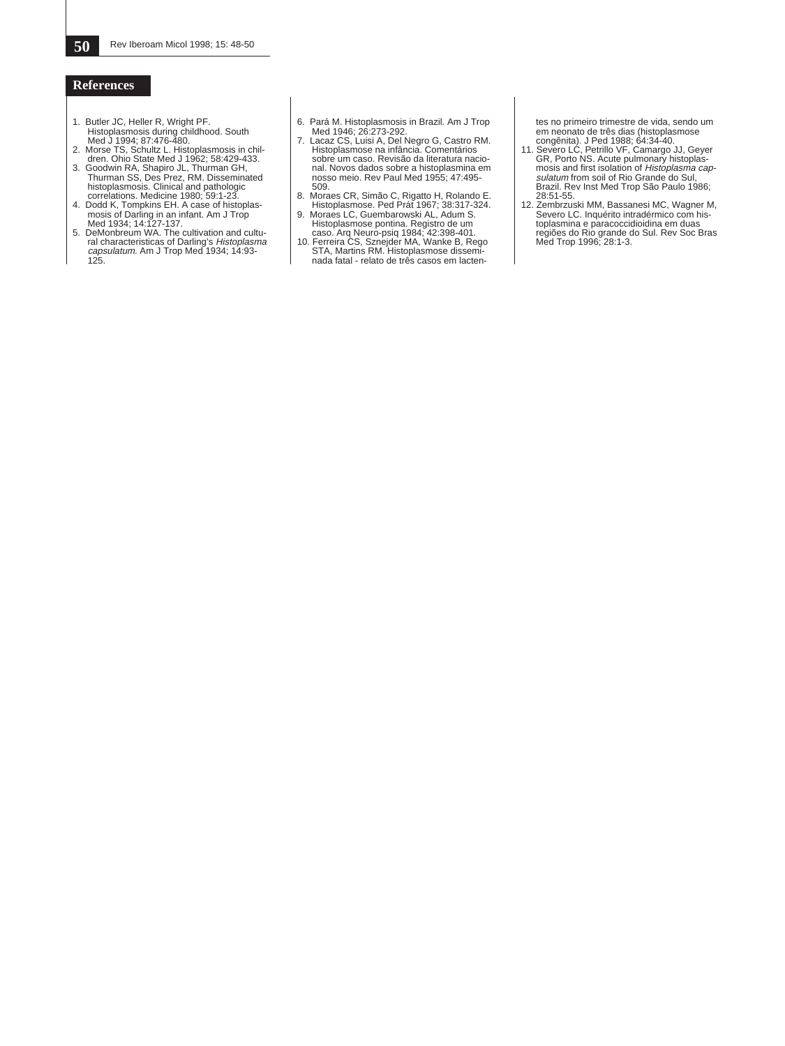## References

1. Butler JC, Heller R, Wright PF. Histoplasmosis during childhood. South Med J 1994; 87:476-480.
2. Morse TS, Schultz L. Histoplasmosis in children. Ohio State Med J 1962; 58:429-433.
3. Goodwin RA, Shapiro JL, Thurman GH, Thurman SS, Des Prez, RM. Disseminated histoplasmosis. Clinical and pathologic correlations. Medicine 1980; 59:1-23.
4. Dodd K, Tompkins EH. A case of histoplasmosis of Darling in an infant. Am J Trop Med 1934; 14:127-137.
5. DeMonbreum WA. The cultivation and cultural characteristicas of Darling's *Histoplasma capsulatum*. Am J Trop Med 1934; 14:93-125.
6. Pará M. Histoplasmosis in Brazil. Am J Trop Med 1946; 26:273-292.
7. Lacaz CS, Luisi A, Del Negro G, Castro RM. Histoplasmose na infância. Comentários sobre um caso. Revisão da literatura nacional. Novos dados sobre a histoplasmina em nosso meio. Rev Paul Med 1955; 47:495-509.
8. Moraes CR, Simão C, Rigatto H, Rolando E. Histoplasmose. Ped Prát 1967; 38:317-324.
9. Moraes LC, Guembarowski AL, Adum S. Histoplasmose pontina. Registro de um caso. Arq Neuro-psiq 1984; 42:398-401.
10. Ferreira CS, Sznejder MA, Wanke B, Rego STA, Martins RM. Histoplasmose disseminada fatal - relato de três casos em lactentes no primeiro trimestre de vida, sendo um em neonato de três dias (histoplasmose congênita). J Ped 1988; 64:34-40.
11. Severo LC, Petrillo VF, Camargo JJ, Geyer GR, Porto NS. Acute pulmonary histoplasmosis and first isolation of *Histoplasma capsulatum* from soil of Rio Grande do Sul, Brazil. Rev Inst Med Trop São Paulo 1986; 28:51-55.
12. Zembrzuski MM, Bassanesi MC, Wagner M, Severo LC. Inquérito intradérmico com histoplasmina e paracoccidioidina em duas regiões do Rio grande do Sul. Rev Soc Bras Med Trop 1996; 28:1-3.